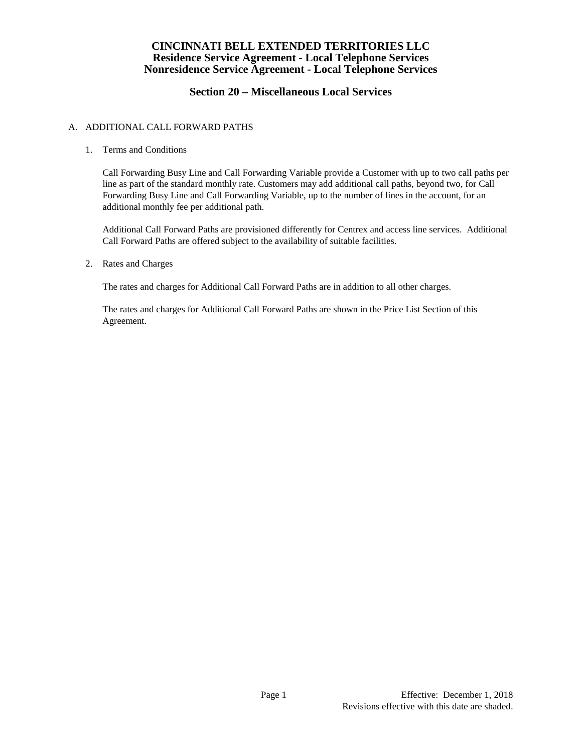# CINCINNATI BELL EXTENDED TERRITORIES LLC
## Residence Service Agreement - Local Telephone Services
## Nonresidence Service Agreement - Local Telephone Services

## Section 20 – Miscellaneous Local Services

A. ADDITIONAL CALL FORWARD PATHS

1. Terms and Conditions

   Call Forwarding Busy Line and Call Forwarding Variable provide a Customer with up to two call paths per line as part of the standard monthly rate. Customers may add additional call paths, beyond two, for Call Forwarding Busy Line and Call Forwarding Variable, up to the number of lines in the account, for an additional monthly fee per additional path.

   Additional Call Forward Paths are provisioned differently for Centrex and access line services. Additional Call Forward Paths are offered subject to the availability of suitable facilities.

2. Rates and Charges

   The rates and charges for Additional Call Forward Paths are in addition to all other charges.

   The rates and charges for Additional Call Forward Paths are shown in the Price List Section of this Agreement.

Effective: December 1, 2018
Revisions effective with this date are shaded.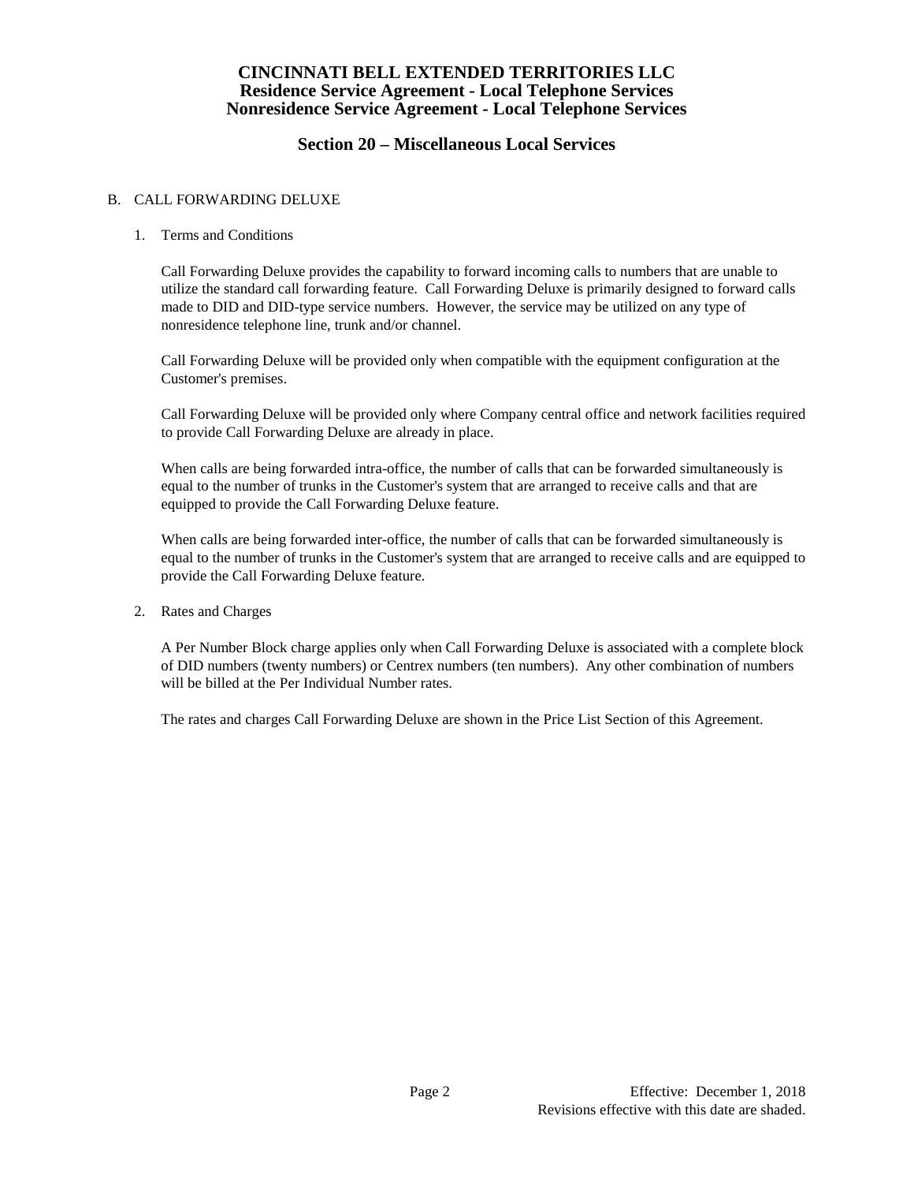# CINCINNATI BELL EXTENDED TERRITORIES LLC
## Residence Service Agreement - Local Telephone Services
## Nonresidence Service Agreement - Local Telephone Services

## Section 20 – Miscellaneous Local Services

B. CALL FORWARDING DELUXE

1. Terms and Conditions

   Call Forwarding Deluxe provides the capability to forward incoming calls to numbers that are unable to utilize the standard call forwarding feature. Call Forwarding Deluxe is primarily designed to forward calls made to DID and DID-type service numbers. However, the service may be utilized on any type of nonresidence telephone line, trunk and/or channel.

   Call Forwarding Deluxe will be provided only when compatible with the equipment configuration at the Customer's premises.

   Call Forwarding Deluxe will be provided only where Company central office and network facilities required to provide Call Forwarding Deluxe are already in place.

   When calls are being forwarded intra-office, the number of calls that can be forwarded simultaneously is equal to the number of trunks in the Customer's system that are arranged to receive calls and that are equipped to provide the Call Forwarding Deluxe feature.

   When calls are being forwarded inter-office, the number of calls that can be forwarded simultaneously is equal to the number of trunks in the Customer's system that are arranged to receive calls and are equipped to provide the Call Forwarding Deluxe feature.

2. Rates and Charges

   A Per Number Block charge applies only when Call Forwarding Deluxe is associated with a complete block of DID numbers (twenty numbers) or Centrex numbers (ten numbers). Any other combination of numbers will be billed at the Per Individual Number rates.

   The rates and charges Call Forwarding Deluxe are shown in the Price List Section of this Agreement.

Effective: December 1, 2018
Revisions effective with this date are shaded.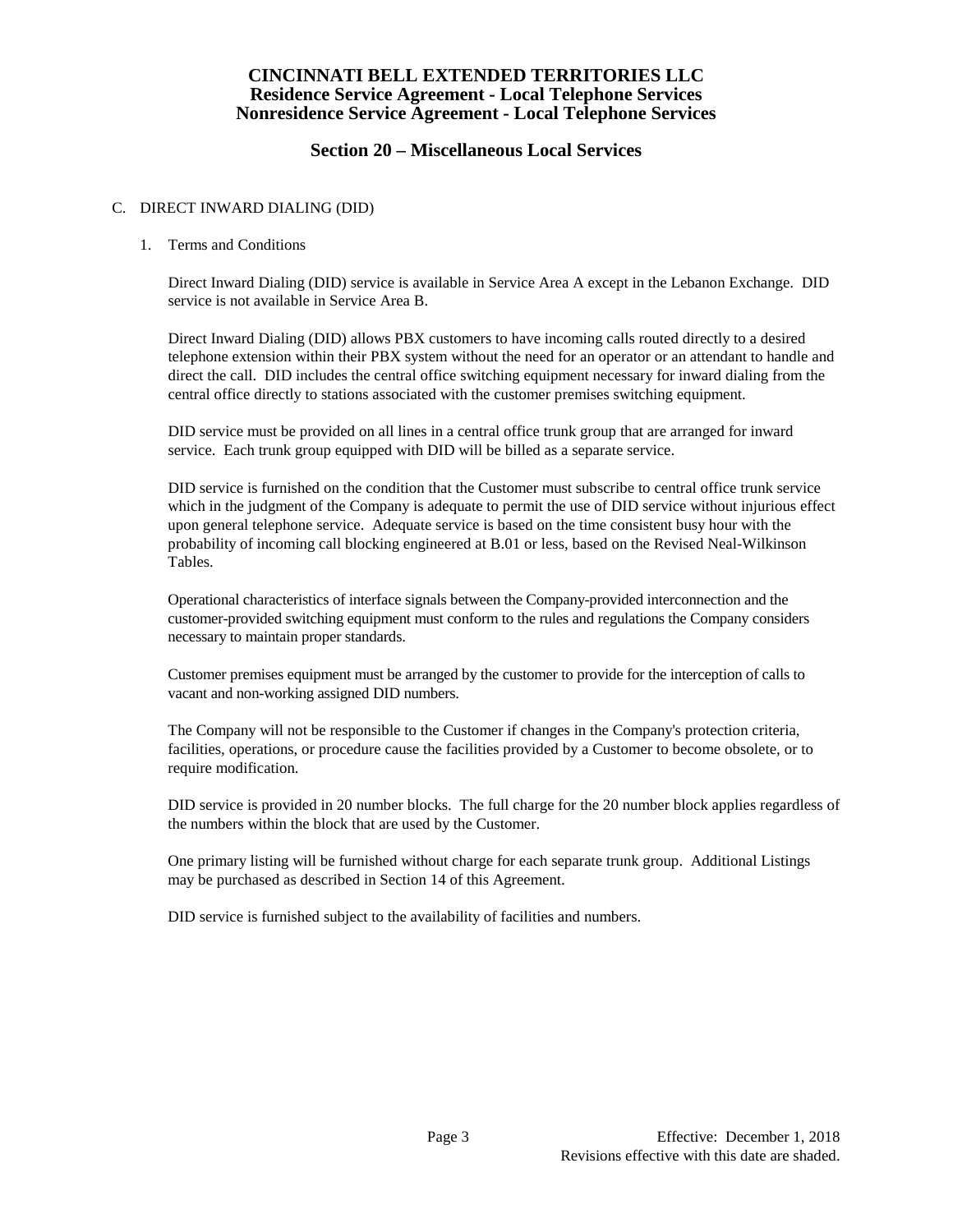# CINCINNATI BELL EXTENDED TERRITORIES LLC
## Residence Service Agreement - Local Telephone Services
## Nonresidence Service Agreement - Local Telephone Services

## Section 20 – Miscellaneous Local Services

C. DIRECT INWARD DIALING (DID)

1. Terms and Conditions

   Direct Inward Dialing (DID) service is available in Service Area A except in the Lebanon Exchange. DID service is not available in Service Area B.

   Direct Inward Dialing (DID) allows PBX customers to have incoming calls routed directly to a desired telephone extension within their PBX system without the need for an operator or an attendant to handle and direct the call. DID includes the central office switching equipment necessary for inward dialing from the central office directly to stations associated with the customer premises switching equipment.

   DID service must be provided on all lines in a central office trunk group that are arranged for inward service. Each trunk group equipped with DID will be billed as a separate service.

   DID service is furnished on the condition that the Customer must subscribe to central office trunk service which in the judgment of the Company is adequate to permit the use of DID service without injurious effect upon general telephone service. Adequate service is based on the time consistent busy hour with the probability of incoming call blocking engineered at B.01 or less, based on the Revised Neal-Wilkinson Tables.

   Operational characteristics of interface signals between the Company-provided interconnection and the customer-provided switching equipment must conform to the rules and regulations the Company considers necessary to maintain proper standards.

   Customer premises equipment must be arranged by the customer to provide for the interception of calls to vacant and non-working assigned DID numbers.

   The Company will not be responsible to the Customer if changes in the Company's protection criteria, facilities, operations, or procedure cause the facilities provided by a Customer to become obsolete, or to require modification.

   DID service is provided in 20 number blocks. The full charge for the 20 number block applies regardless of the numbers within the block that are used by the Customer.

   One primary listing will be furnished without charge for each separate trunk group. Additional Listings may be purchased as described in Section 14 of this Agreement.

   DID service is furnished subject to the availability of facilities and numbers.

Effective: December 1, 2018
Revisions effective with this date are shaded.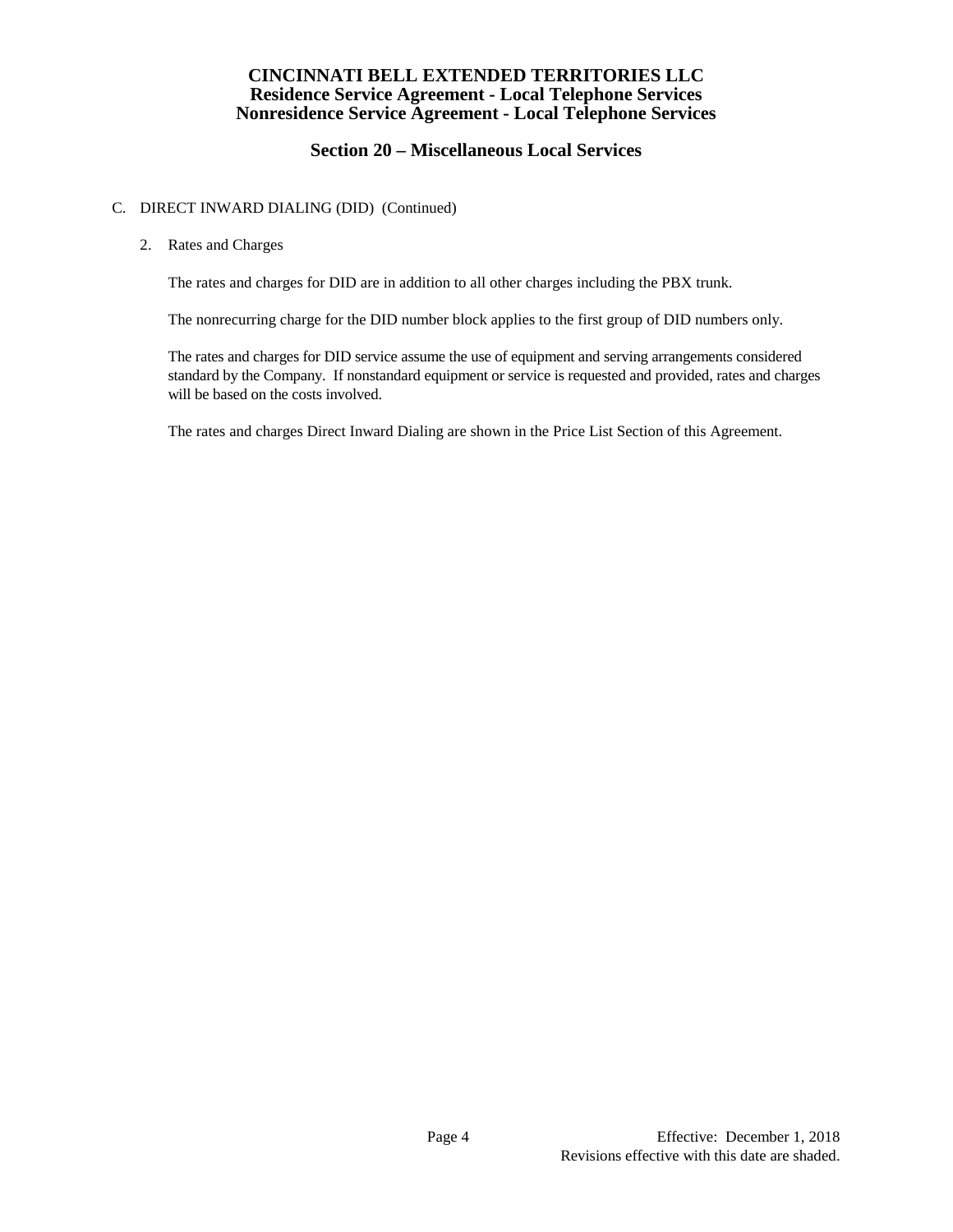C. DIRECT INWARD DIALING (DID) (Continued)

2. Rates and Charges

   The rates and charges for DID are in addition to all other charges including the PBX trunk.

   The nonrecurring charge for the DID number block applies to the first group of DID numbers only.

   The rates and charges for DID service assume the use of equipment and serving arrangements considered standard by the Company. If nonstandard equipment or service is requested and provided, rates and charges will be based on the costs involved.

   The rates and charges Direct Inward Dialing are shown in the Price List Section of this Agreement.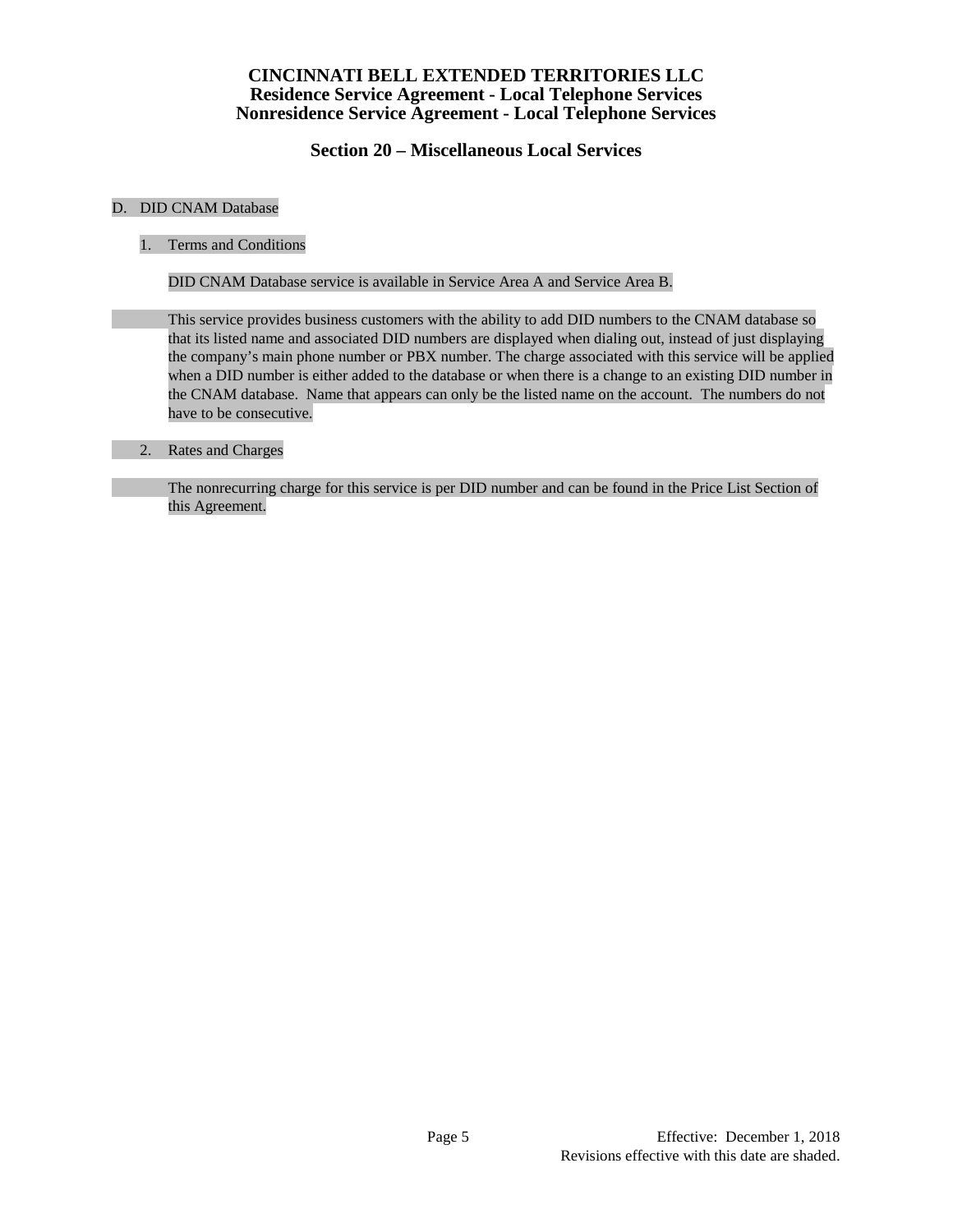# CINCINNATI BELL EXTENDED TERRITORIES LLC
## Residence Service Agreement - Local Telephone Services
## Nonresidence Service Agreement - Local Telephone Services

## Section 20 – Miscellaneous Local Services

D. DID CNAM Database

1. Terms and Conditions

DID CNAM Database service is available in Service Area A and Service Area B.

This service provides business customers with the ability to add DID numbers to the CNAM database so that its listed name and associated DID numbers are displayed when dialing out, instead of just displaying the company's main phone number or PBX number. The charge associated with this service will be applied when a DID number is either added to the database or when there is a change to an existing DID number in the CNAM database. Name that appears can only be the listed name on the account. The numbers do not have to be consecutive.

2. Rates and Charges

The nonrecurring charge for this service is per DID number and can be found in the Price List Section of this Agreement.

Effective: December 1, 2018
Revisions effective with this date are shaded.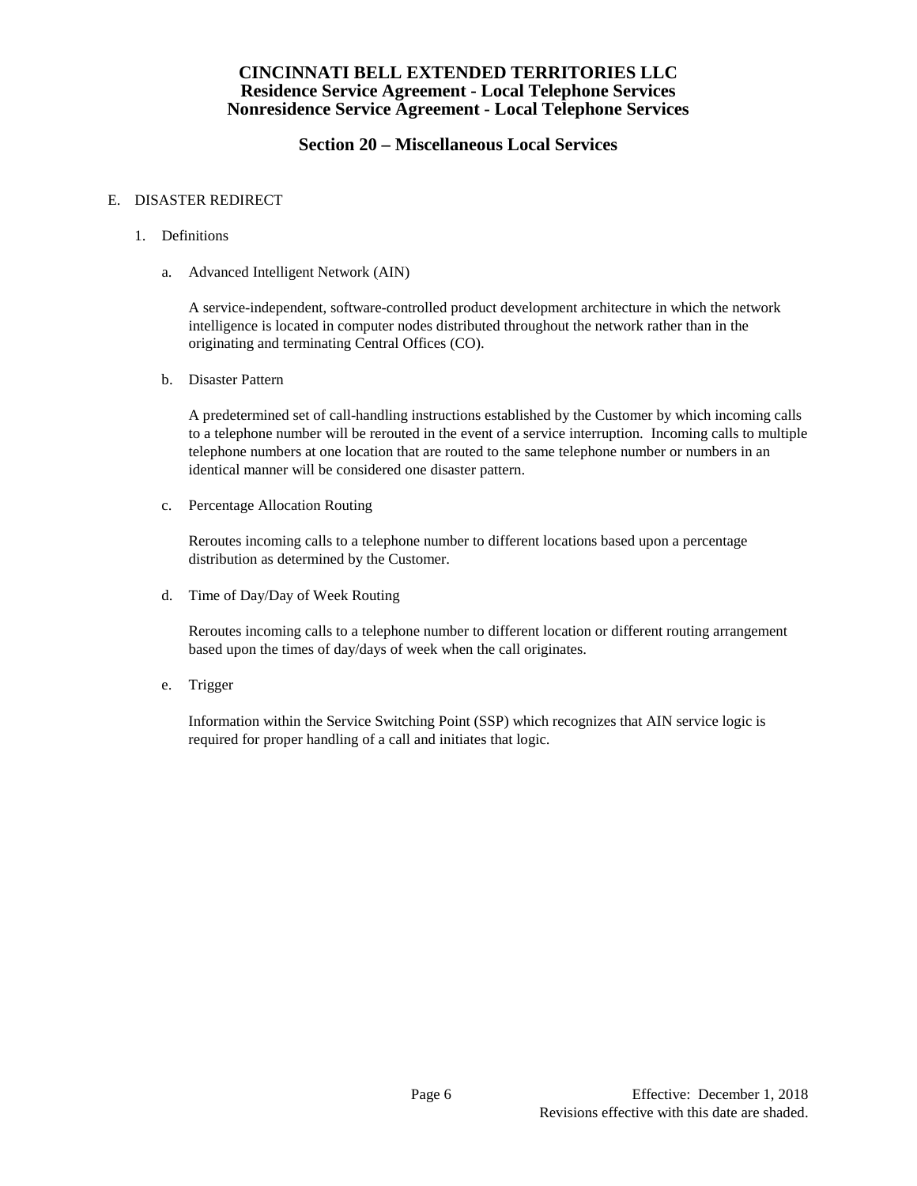# CINCINNATI BELL EXTENDED TERRITORIES LLC
# Residence Service Agreement - Local Telephone Services
# Nonresidence Service Agreement - Local Telephone Services

## Section 20 – Miscellaneous Local Services

E. DISASTER REDIRECT

1. Definitions

   a. Advanced Intelligent Network (AIN)

      A service-independent, software-controlled product development architecture in which the network intelligence is located in computer nodes distributed throughout the network rather than in the originating and terminating Central Offices (CO).

   b. Disaster Pattern

      A predetermined set of call-handling instructions established by the Customer by which incoming calls to a telephone number will be rerouted in the event of a service interruption. Incoming calls to multiple telephone numbers at one location that are routed to the same telephone number or numbers in an identical manner will be considered one disaster pattern.

   c. Percentage Allocation Routing

      Reroutes incoming calls to a telephone number to different locations based upon a percentage distribution as determined by the Customer.

   d. Time of Day/Day of Week Routing

      Reroutes incoming calls to a telephone number to different location or different routing arrangement based upon the times of day/days of week when the call originates.

   e. Trigger

      Information within the Service Switching Point (SSP) which recognizes that AIN service logic is required for proper handling of a call and initiates that logic.

Effective: December 1, 2018
Revisions effective with this date are shaded.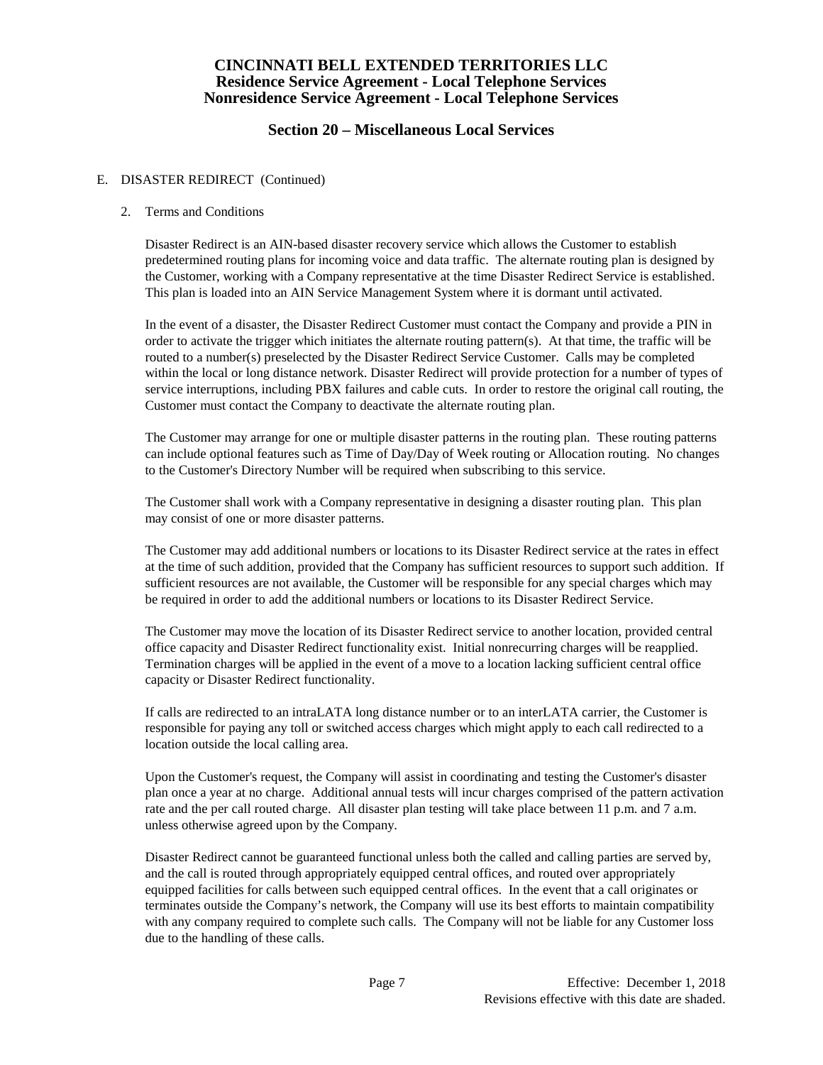# CINCINNATI BELL EXTENDED TERRITORIES LLC
## Residence Service Agreement - Local Telephone Services
## Nonresidence Service Agreement - Local Telephone Services

## Section 20 – Miscellaneous Local Services

E. DISASTER REDIRECT (Continued)

2. Terms and Conditions

Disaster Redirect is an AIN-based disaster recovery service which allows the Customer to establish predetermined routing plans for incoming voice and data traffic. The alternate routing plan is designed by the Customer, working with a Company representative at the time Disaster Redirect Service is established. This plan is loaded into an AIN Service Management System where it is dormant until activated.

In the event of a disaster, the Disaster Redirect Customer must contact the Company and provide a PIN in order to activate the trigger which initiates the alternate routing pattern(s). At that time, the traffic will be routed to a number(s) preselected by the Disaster Redirect Service Customer. Calls may be completed within the local or long distance network. Disaster Redirect will provide protection for a number of types of service interruptions, including PBX failures and cable cuts. In order to restore the original call routing, the Customer must contact the Company to deactivate the alternate routing plan.

The Customer may arrange for one or multiple disaster patterns in the routing plan. These routing patterns can include optional features such as Time of Day/Day of Week routing or Allocation routing. No changes to the Customer's Directory Number will be required when subscribing to this service.

The Customer shall work with a Company representative in designing a disaster routing plan. This plan may consist of one or more disaster patterns.

The Customer may add additional numbers or locations to its Disaster Redirect service at the rates in effect at the time of such addition, provided that the Company has sufficient resources to support such addition. If sufficient resources are not available, the Customer will be responsible for any special charges which may be required in order to add the additional numbers or locations to its Disaster Redirect Service.

The Customer may move the location of its Disaster Redirect service to another location, provided central office capacity and Disaster Redirect functionality exist. Initial nonrecurring charges will be reapplied. Termination charges will be applied in the event of a move to a location lacking sufficient central office capacity or Disaster Redirect functionality.

If calls are redirected to an intraLATA long distance number or to an interLATA carrier, the Customer is responsible for paying any toll or switched access charges which might apply to each call redirected to a location outside the local calling area.

Upon the Customer's request, the Company will assist in coordinating and testing the Customer's disaster plan once a year at no charge. Additional annual tests will incur charges comprised of the pattern activation rate and the per call routed charge. All disaster plan testing will take place between 11 p.m. and 7 a.m. unless otherwise agreed upon by the Company.

Disaster Redirect cannot be guaranteed functional unless both the called and calling parties are served by, and the call is routed through appropriately equipped central offices, and routed over appropriately equipped facilities for calls between such equipped central offices. In the event that a call originates or terminates outside the Company's network, the Company will use its best efforts to maintain compatibility with any company required to complete such calls. The Company will not be liable for any Customer loss due to the handling of these calls.

Effective: December 1, 2018
Revisions effective with this date are shaded.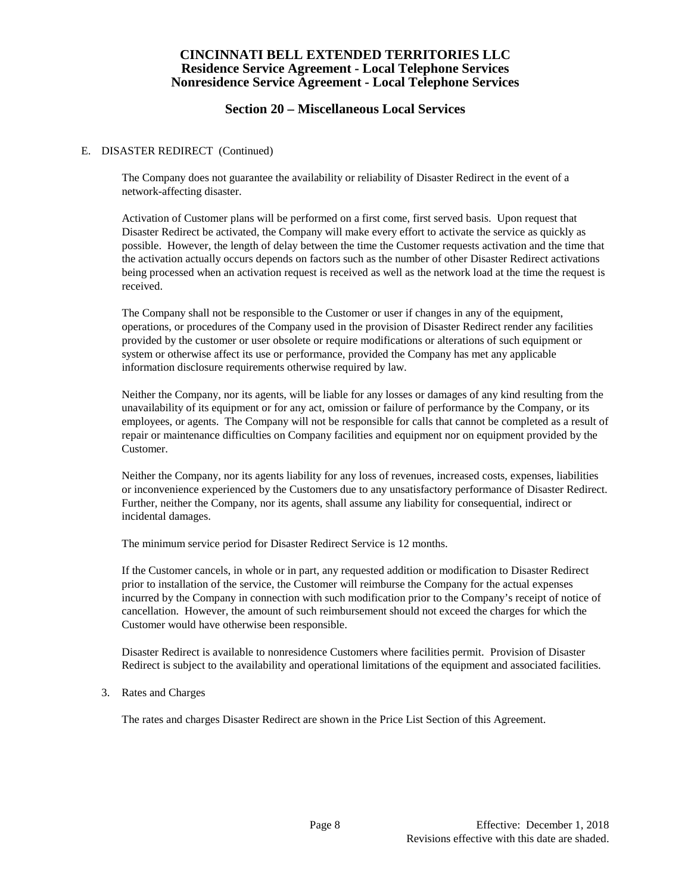# CINCINNATI BELL EXTENDED TERRITORIES LLC
## Residence Service Agreement - Local Telephone Services
## Nonresidence Service Agreement - Local Telephone Services

## Section 20 – Miscellaneous Local Services

E. DISASTER REDIRECT (Continued)

The Company does not guarantee the availability or reliability of Disaster Redirect in the event of a network-affecting disaster.

Activation of Customer plans will be performed on a first come, first served basis. Upon request that Disaster Redirect be activated, the Company will make every effort to activate the service as quickly as possible. However, the length of delay between the time the Customer requests activation and the time that the activation actually occurs depends on factors such as the number of other Disaster Redirect activations being processed when an activation request is received as well as the network load at the time the request is received.

The Company shall not be responsible to the Customer or user if changes in any of the equipment, operations, or procedures of the Company used in the provision of Disaster Redirect render any facilities provided by the customer or user obsolete or require modifications or alterations of such equipment or system or otherwise affect its use or performance, provided the Company has met any applicable information disclosure requirements otherwise required by law.

Neither the Company, nor its agents, will be liable for any losses or damages of any kind resulting from the unavailability of its equipment or for any act, omission or failure of performance by the Company, or its employees, or agents. The Company will not be responsible for calls that cannot be completed as a result of repair or maintenance difficulties on Company facilities and equipment nor on equipment provided by the Customer.

Neither the Company, nor its agents liability for any loss of revenues, increased costs, expenses, liabilities or inconvenience experienced by the Customers due to any unsatisfactory performance of Disaster Redirect. Further, neither the Company, nor its agents, shall assume any liability for consequential, indirect or incidental damages.

The minimum service period for Disaster Redirect Service is 12 months.

If the Customer cancels, in whole or in part, any requested addition or modification to Disaster Redirect prior to installation of the service, the Customer will reimburse the Company for the actual expenses incurred by the Company in connection with such modification prior to the Company's receipt of notice of cancellation. However, the amount of such reimbursement should not exceed the charges for which the Customer would have otherwise been responsible.

Disaster Redirect is available to nonresidence Customers where facilities permit. Provision of Disaster Redirect is subject to the availability and operational limitations of the equipment and associated facilities.

3. Rates and Charges

The rates and charges Disaster Redirect are shown in the Price List Section of this Agreement.

Effective: December 1, 2018
Revisions effective with this date are shaded.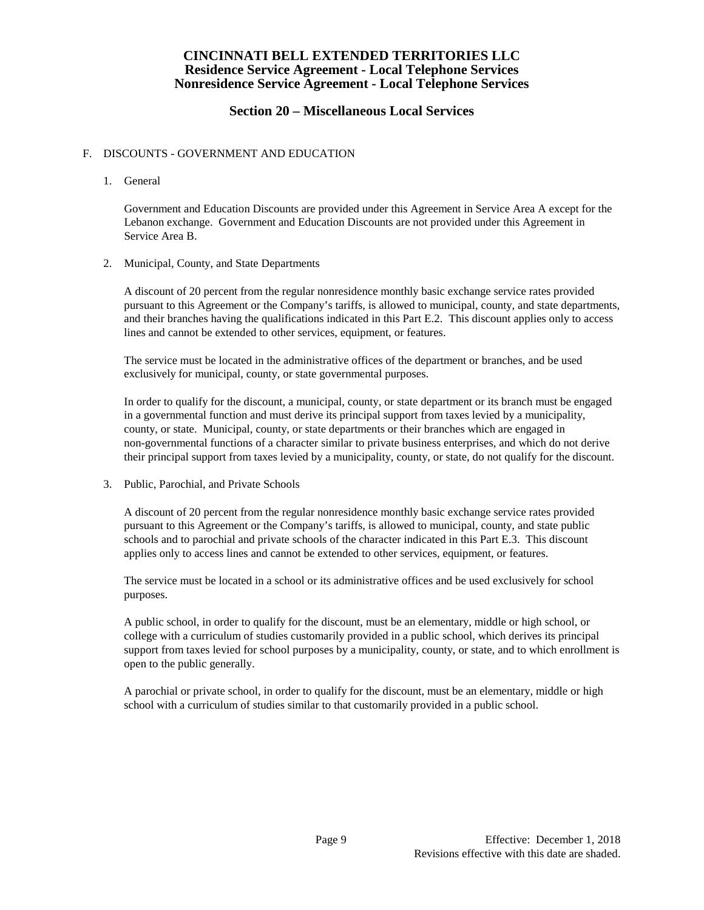# CINCINNATI BELL EXTENDED TERRITORIES LLC
## Residence Service Agreement - Local Telephone Services
## Nonresidence Service Agreement - Local Telephone Services

## Section 20 – Miscellaneous Local Services

F. DISCOUNTS - GOVERNMENT AND EDUCATION

1. General

   Government and Education Discounts are provided under this Agreement in Service Area A except for the Lebanon exchange. Government and Education Discounts are not provided under this Agreement in Service Area B.

2. Municipal, County, and State Departments

   A discount of 20 percent from the regular nonresidence monthly basic exchange service rates provided pursuant to this Agreement or the Company's tariffs, is allowed to municipal, county, and state departments, and their branches having the qualifications indicated in this Part E.2. This discount applies only to access lines and cannot be extended to other services, equipment, or features.

   The service must be located in the administrative offices of the department or branches, and be used exclusively for municipal, county, or state governmental purposes.

   In order to qualify for the discount, a municipal, county, or state department or its branch must be engaged in a governmental function and must derive its principal support from taxes levied by a municipality, county, or state. Municipal, county, or state departments or their branches which are engaged in non-governmental functions of a character similar to private business enterprises, and which do not derive their principal support from taxes levied by a municipality, county, or state, do not qualify for the discount.

3. Public, Parochial, and Private Schools

   A discount of 20 percent from the regular nonresidence monthly basic exchange service rates provided pursuant to this Agreement or the Company's tariffs, is allowed to municipal, county, and state public schools and to parochial and private schools of the character indicated in this Part E.3. This discount applies only to access lines and cannot be extended to other services, equipment, or features.

   The service must be located in a school or its administrative offices and be used exclusively for school purposes.

   A public school, in order to qualify for the discount, must be an elementary, middle or high school, or college with a curriculum of studies customarily provided in a public school, which derives its principal support from taxes levied for school purposes by a municipality, county, or state, and to which enrollment is open to the public generally.

   A parochial or private school, in order to qualify for the discount, must be an elementary, middle or high school with a curriculum of studies similar to that customarily provided in a public school.

Effective: December 1, 2018
Revisions effective with this date are shaded.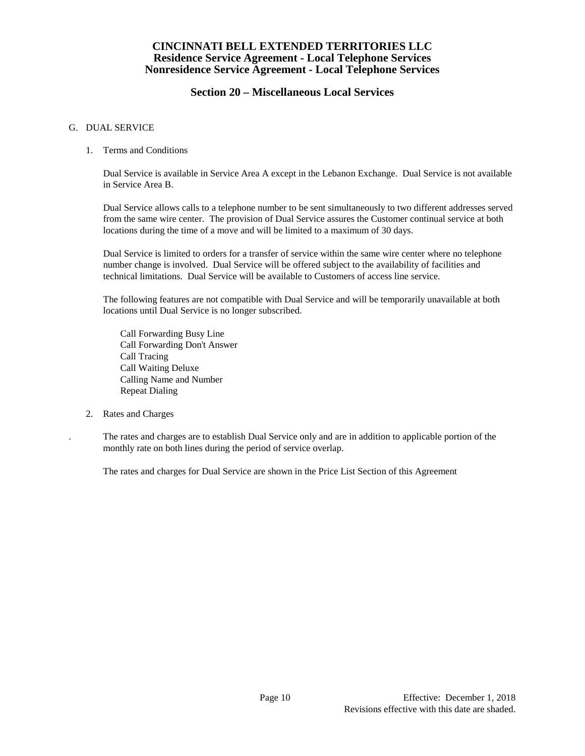# CINCINNATI BELL EXTENDED TERRITORIES LLC
## Residence Service Agreement - Local Telephone Services
## Nonresidence Service Agreement - Local Telephone Services

## Section 20 – Miscellaneous Local Services

G. DUAL SERVICE

1. Terms and Conditions

   Dual Service is available in Service Area A except in the Lebanon Exchange. Dual Service is not available in Service Area B.

   Dual Service allows calls to a telephone number to be sent simultaneously to two different addresses served from the same wire center. The provision of Dual Service assures the Customer continual service at both locations during the time of a move and will be limited to a maximum of 30 days.

   Dual Service is limited to orders for a transfer of service within the same wire center where no telephone number change is involved. Dual Service will be offered subject to the availability of facilities and technical limitations. Dual Service will be available to Customers of access line service.

   The following features are not compatible with Dual Service and will be temporarily unavailable at both locations until Dual Service is no longer subscribed.

   Call Forwarding Busy Line
   Call Forwarding Don't Answer
   Call Tracing
   Call Waiting Deluxe
   Calling Name and Number
   Repeat Dialing

2. Rates and Charges

   . The rates and charges are to establish Dual Service only and are in addition to applicable portion of the monthly rate on both lines during the period of service overlap.

   The rates and charges for Dual Service are shown in the Price List Section of this Agreement

Effective: December 1, 2018
Revisions effective with this date are shaded.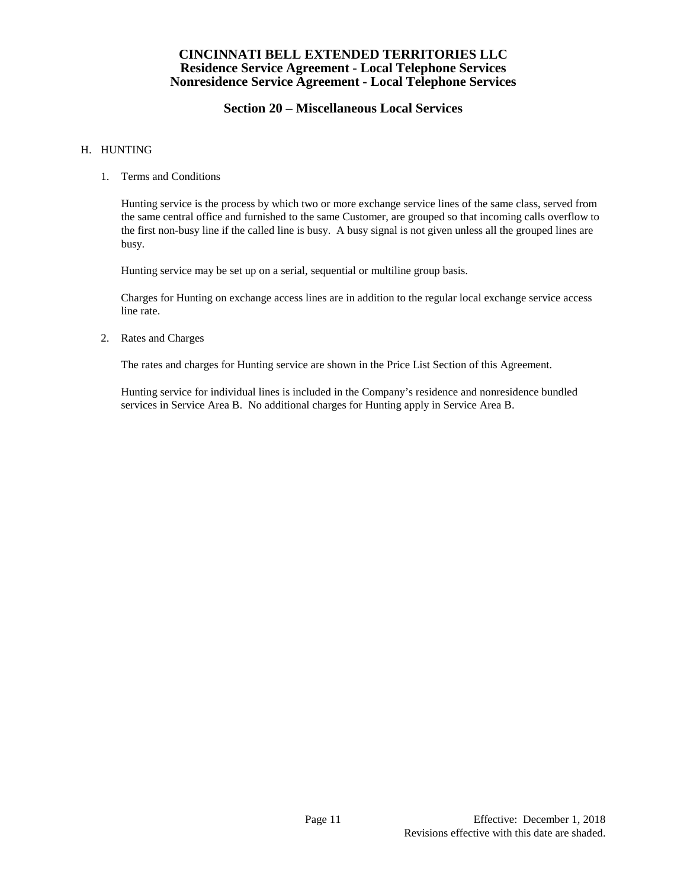# CINCINNATI BELL EXTENDED TERRITORIES LLC
## Residence Service Agreement - Local Telephone Services
## Nonresidence Service Agreement - Local Telephone Services

## Section 20 – Miscellaneous Local Services

H. HUNTING

1. Terms and Conditions

   Hunting service is the process by which two or more exchange service lines of the same class, served from the same central office and furnished to the same Customer, are grouped so that incoming calls overflow to the first non-busy line if the called line is busy. A busy signal is not given unless all the grouped lines are busy.

   Hunting service may be set up on a serial, sequential or multiline group basis.

   Charges for Hunting on exchange access lines are in addition to the regular local exchange service access line rate.

2. Rates and Charges

   The rates and charges for Hunting service are shown in the Price List Section of this Agreement.

   Hunting service for individual lines is included in the Company's residence and nonresidence bundled services in Service Area B. No additional charges for Hunting apply in Service Area B.

Effective: December 1, 2018
Revisions effective with this date are shaded.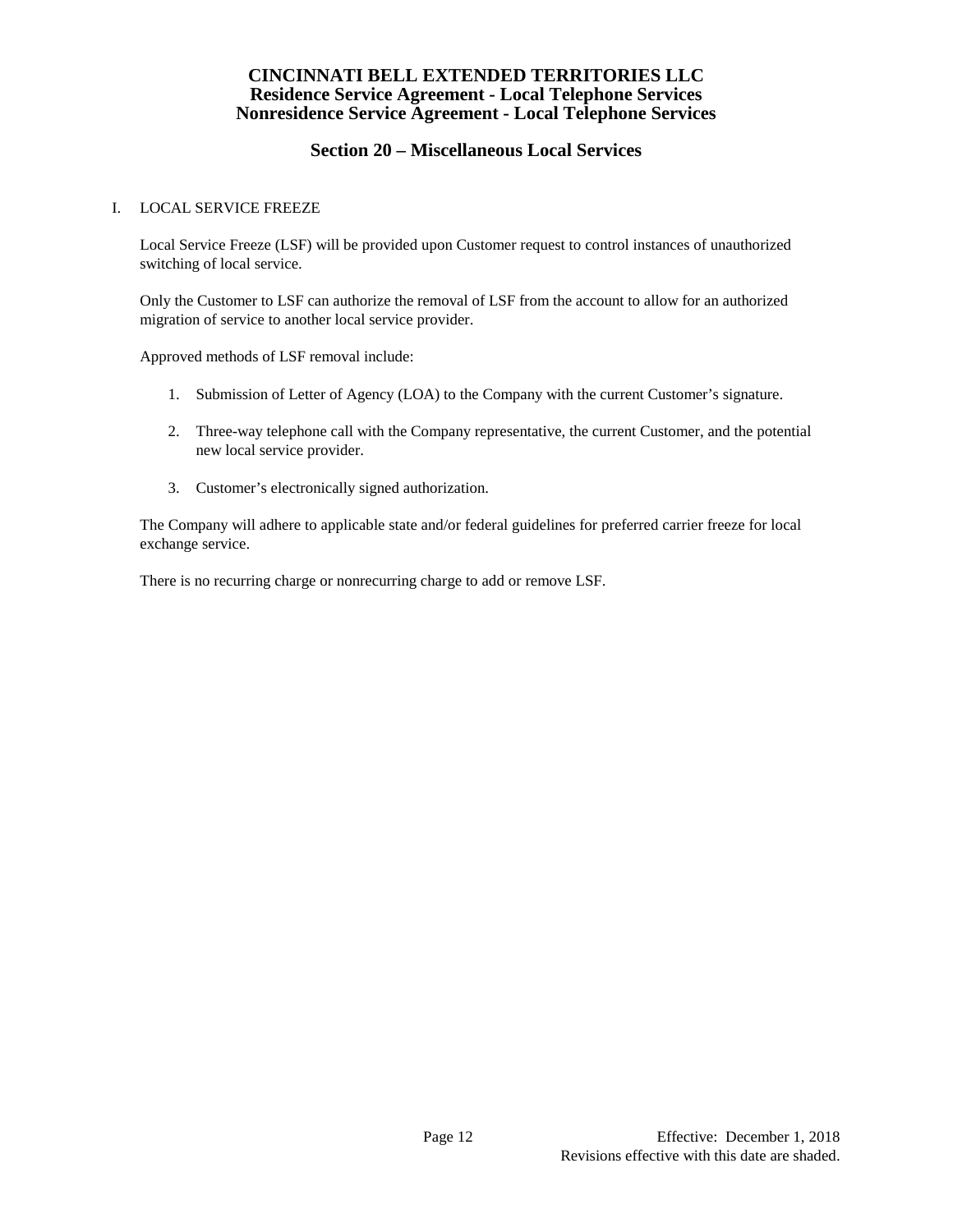# CINCINNATI BELL EXTENDED TERRITORIES LLC
## Residence Service Agreement - Local Telephone Services
## Nonresidence Service Agreement - Local Telephone Services

## Section 20 – Miscellaneous Local Services

I. LOCAL SERVICE FREEZE

Local Service Freeze (LSF) will be provided upon Customer request to control instances of unauthorized switching of local service.

Only the Customer to LSF can authorize the removal of LSF from the account to allow for an authorized migration of service to another local service provider.

Approved methods of LSF removal include:

1. Submission of Letter of Agency (LOA) to the Company with the current Customer's signature.
2. Three-way telephone call with the Company representative, the current Customer, and the potential new local service provider.
3. Customer's electronically signed authorization.

The Company will adhere to applicable state and/or federal guidelines for preferred carrier freeze for local exchange service.

There is no recurring charge or nonrecurring charge to add or remove LSF.

Effective: December 1, 2018
Revisions effective with this date are shaded.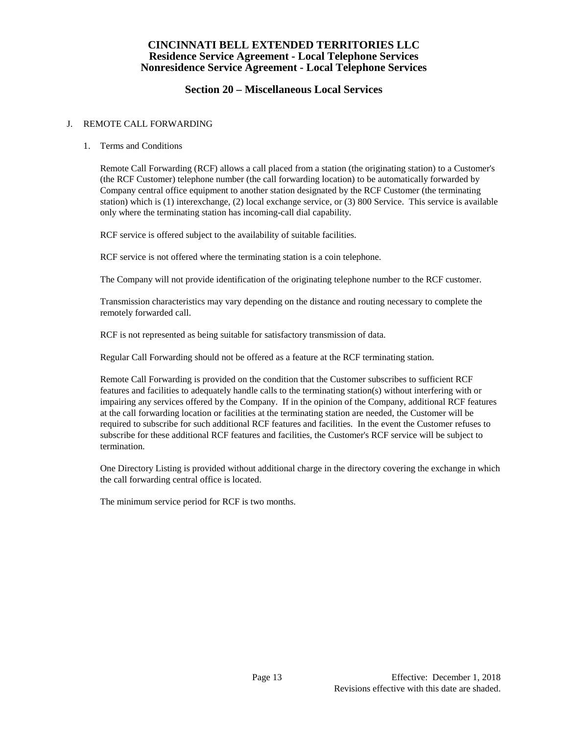**CINCINNATI BELL EXTENDED TERRITORIES LLC**
**Residence Service Agreement - Local Telephone Services**
**Nonresidence Service Agreement - Local Telephone Services**

## Section 20 – Miscellaneous Local Services

J. REMOTE CALL FORWARDING

1. Terms and Conditions

   Remote Call Forwarding (RCF) allows a call placed from a station (the originating station) to a Customer's (the RCF Customer) telephone number (the call forwarding location) to be automatically forwarded by Company central office equipment to another station designated by the RCF Customer (the terminating station) which is (1) interexchange, (2) local exchange service, or (3) 800 Service. This service is available only where the terminating station has incoming-call dial capability.

   RCF service is offered subject to the availability of suitable facilities.

   RCF service is not offered where the terminating station is a coin telephone.

   The Company will not provide identification of the originating telephone number to the RCF customer.

   Transmission characteristics may vary depending on the distance and routing necessary to complete the remotely forwarded call.

   RCF is not represented as being suitable for satisfactory transmission of data.

   Regular Call Forwarding should not be offered as a feature at the RCF terminating station.

   Remote Call Forwarding is provided on the condition that the Customer subscribes to sufficient RCF features and facilities to adequately handle calls to the terminating station(s) without interfering with or impairing any services offered by the Company. If in the opinion of the Company, additional RCF features at the call forwarding location or facilities at the terminating station are needed, the Customer will be required to subscribe for such additional RCF features and facilities. In the event the Customer refuses to subscribe for these additional RCF features and facilities, the Customer's RCF service will be subject to termination.

   One Directory Listing is provided without additional charge in the directory covering the exchange in which the call forwarding central office is located.

   The minimum service period for RCF is two months.

Effective: December 1, 2018
Revisions effective with this date are shaded.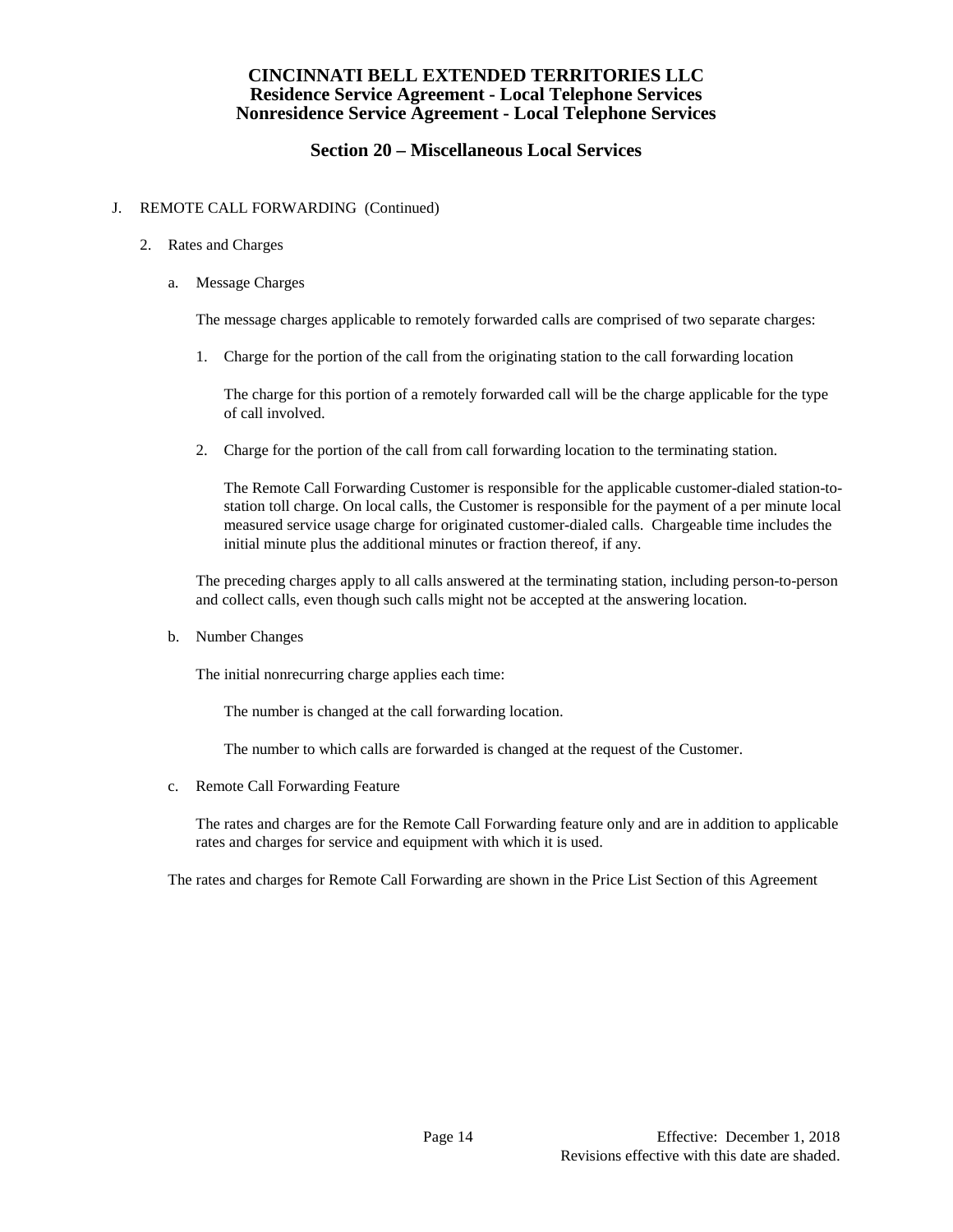# CINCINNATI BELL EXTENDED TERRITORIES LLC
## Residence Service Agreement - Local Telephone Services
## Nonresidence Service Agreement - Local Telephone Services

## Section 20 – Miscellaneous Local Services

J. REMOTE CALL FORWARDING (Continued)

2. Rates and Charges

   a. Message Charges

      The message charges applicable to remotely forwarded calls are comprised of two separate charges:

      1. Charge for the portion of the call from the originating station to the call forwarding location

         The charge for this portion of a remotely forwarded call will be the charge applicable for the type of call involved.

      2. Charge for the portion of the call from call forwarding location to the terminating station.

         The Remote Call Forwarding Customer is responsible for the applicable customer-dialed station-to-station toll charge. On local calls, the Customer is responsible for the payment of a per minute local measured service usage charge for originated customer-dialed calls. Chargeable time includes the initial minute plus the additional minutes or fraction thereof, if any.

      The preceding charges apply to all calls answered at the terminating station, including person-to-person and collect calls, even though such calls might not be accepted at the answering location.

   b. Number Changes

      The initial nonrecurring charge applies each time:

         The number is changed at the call forwarding location.

         The number to which calls are forwarded is changed at the request of the Customer.

   c. Remote Call Forwarding Feature

      The rates and charges are for the Remote Call Forwarding feature only and are in addition to applicable rates and charges for service and equipment with which it is used.

   The rates and charges for Remote Call Forwarding are shown in the Price List Section of this Agreement

Effective: December 1, 2018
Revisions effective with this date are shaded.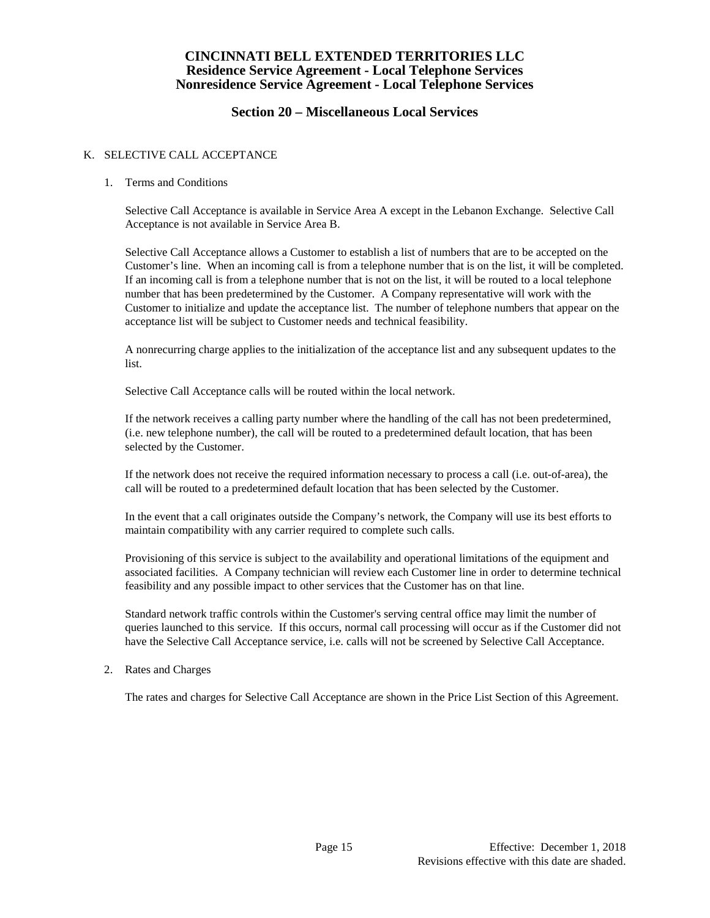# CINCINNATI BELL EXTENDED TERRITORIES LLC
## Residence Service Agreement - Local Telephone Services
## Nonresidence Service Agreement - Local Telephone Services

## Section 20 – Miscellaneous Local Services

K. SELECTIVE CALL ACCEPTANCE

1. Terms and Conditions

   Selective Call Acceptance is available in Service Area A except in the Lebanon Exchange. Selective Call Acceptance is not available in Service Area B.

   Selective Call Acceptance allows a Customer to establish a list of numbers that are to be accepted on the Customer's line. When an incoming call is from a telephone number that is on the list, it will be completed. If an incoming call is from a telephone number that is not on the list, it will be routed to a local telephone number that has been predetermined by the Customer. A Company representative will work with the Customer to initialize and update the acceptance list. The number of telephone numbers that appear on the acceptance list will be subject to Customer needs and technical feasibility.

   A nonrecurring charge applies to the initialization of the acceptance list and any subsequent updates to the list.

   Selective Call Acceptance calls will be routed within the local network.

   If the network receives a calling party number where the handling of the call has not been predetermined, (i.e. new telephone number), the call will be routed to a predetermined default location, that has been selected by the Customer.

   If the network does not receive the required information necessary to process a call (i.e. out-of-area), the call will be routed to a predetermined default location that has been selected by the Customer.

   In the event that a call originates outside the Company's network, the Company will use its best efforts to maintain compatibility with any carrier required to complete such calls.

   Provisioning of this service is subject to the availability and operational limitations of the equipment and associated facilities. A Company technician will review each Customer line in order to determine technical feasibility and any possible impact to other services that the Customer has on that line.

   Standard network traffic controls within the Customer's serving central office may limit the number of queries launched to this service. If this occurs, normal call processing will occur as if the Customer did not have the Selective Call Acceptance service, i.e. calls will not be screened by Selective Call Acceptance.

2. Rates and Charges

   The rates and charges for Selective Call Acceptance are shown in the Price List Section of this Agreement.

Effective: December 1, 2018
Revisions effective with this date are shaded.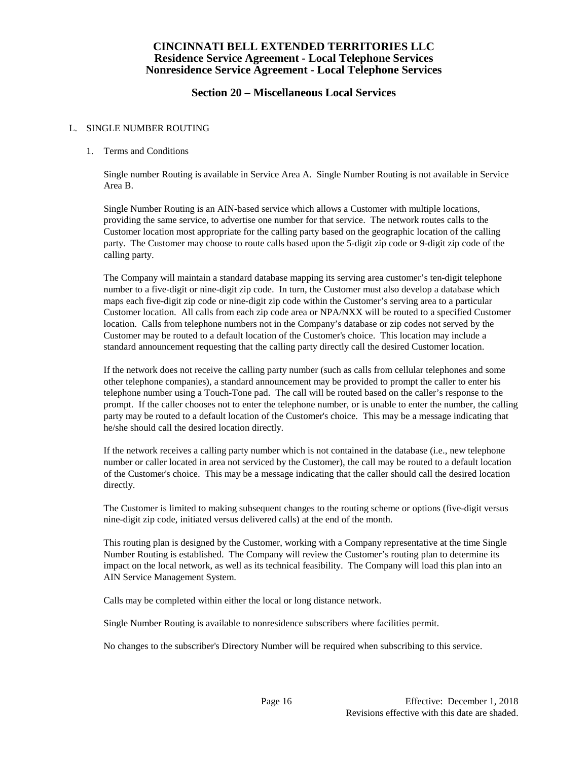# CINCINNATI BELL EXTENDED TERRITORIES LLC
## Residence Service Agreement - Local Telephone Services
## Nonresidence Service Agreement - Local Telephone Services

## Section 20 – Miscellaneous Local Services

L. SINGLE NUMBER ROUTING

1. Terms and Conditions

   Single number Routing is available in Service Area A. Single Number Routing is not available in Service Area B.

   Single Number Routing is an AIN-based service which allows a Customer with multiple locations, providing the same service, to advertise one number for that service. The network routes calls to the Customer location most appropriate for the calling party based on the geographic location of the calling party. The Customer may choose to route calls based upon the 5-digit zip code or 9-digit zip code of the calling party.

   The Company will maintain a standard database mapping its serving area customer's ten-digit telephone number to a five-digit or nine-digit zip code. In turn, the Customer must also develop a database which maps each five-digit zip code or nine-digit zip code within the Customer's serving area to a particular Customer location. All calls from each zip code area or NPA/NXX will be routed to a specified Customer location. Calls from telephone numbers not in the Company's database or zip codes not served by the Customer may be routed to a default location of the Customer's choice. This location may include a standard announcement requesting that the calling party directly call the desired Customer location.

   If the network does not receive the calling party number (such as calls from cellular telephones and some other telephone companies), a standard announcement may be provided to prompt the caller to enter his telephone number using a Touch-Tone pad. The call will be routed based on the caller's response to the prompt. If the caller chooses not to enter the telephone number, or is unable to enter the number, the calling party may be routed to a default location of the Customer's choice. This may be a message indicating that he/she should call the desired location directly.

   If the network receives a calling party number which is not contained in the database (i.e., new telephone number or caller located in area not serviced by the Customer), the call may be routed to a default location of the Customer's choice. This may be a message indicating that the caller should call the desired location directly.

   The Customer is limited to making subsequent changes to the routing scheme or options (five-digit versus nine-digit zip code, initiated versus delivered calls) at the end of the month.

   This routing plan is designed by the Customer, working with a Company representative at the time Single Number Routing is established. The Company will review the Customer's routing plan to determine its impact on the local network, as well as its technical feasibility. The Company will load this plan into an AIN Service Management System.

   Calls may be completed within either the local or long distance network.

   Single Number Routing is available to nonresidence subscribers where facilities permit.

   No changes to the subscriber's Directory Number will be required when subscribing to this service.

Effective: December 1, 2018
Revisions effective with this date are shaded.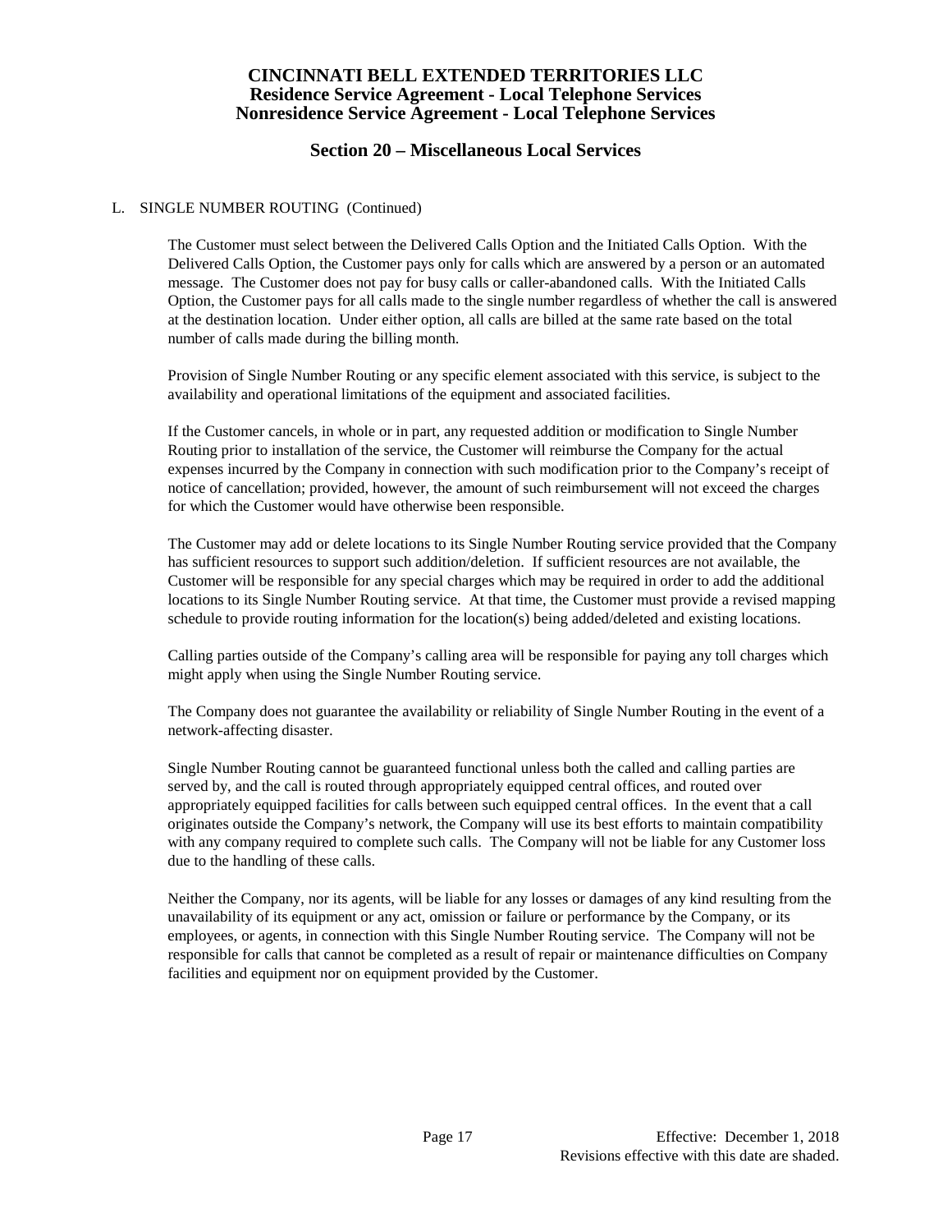# CINCINNATI BELL EXTENDED TERRITORIES LLC
## Residence Service Agreement - Local Telephone Services
## Nonresidence Service Agreement - Local Telephone Services

## Section 20 – Miscellaneous Local Services

L. SINGLE NUMBER ROUTING (Continued)

The Customer must select between the Delivered Calls Option and the Initiated Calls Option. With the Delivered Calls Option, the Customer pays only for calls which are answered by a person or an automated message. The Customer does not pay for busy calls or caller-abandoned calls. With the Initiated Calls Option, the Customer pays for all calls made to the single number regardless of whether the call is answered at the destination location. Under either option, all calls are billed at the same rate based on the total number of calls made during the billing month.

Provision of Single Number Routing or any specific element associated with this service, is subject to the availability and operational limitations of the equipment and associated facilities.

If the Customer cancels, in whole or in part, any requested addition or modification to Single Number Routing prior to installation of the service, the Customer will reimburse the Company for the actual expenses incurred by the Company in connection with such modification prior to the Company's receipt of notice of cancellation; provided, however, the amount of such reimbursement will not exceed the charges for which the Customer would have otherwise been responsible.

The Customer may add or delete locations to its Single Number Routing service provided that the Company has sufficient resources to support such addition/deletion. If sufficient resources are not available, the Customer will be responsible for any special charges which may be required in order to add the additional locations to its Single Number Routing service. At that time, the Customer must provide a revised mapping schedule to provide routing information for the location(s) being added/deleted and existing locations.

Calling parties outside of the Company's calling area will be responsible for paying any toll charges which might apply when using the Single Number Routing service.

The Company does not guarantee the availability or reliability of Single Number Routing in the event of a network-affecting disaster.

Single Number Routing cannot be guaranteed functional unless both the called and calling parties are served by, and the call is routed through appropriately equipped central offices, and routed over appropriately equipped facilities for calls between such equipped central offices. In the event that a call originates outside the Company's network, the Company will use its best efforts to maintain compatibility with any company required to complete such calls. The Company will not be liable for any Customer loss due to the handling of these calls.

Neither the Company, nor its agents, will be liable for any losses or damages of any kind resulting from the unavailability of its equipment or any act, omission or failure or performance by the Company, or its employees, or agents, in connection with this Single Number Routing service. The Company will not be responsible for calls that cannot be completed as a result of repair or maintenance difficulties on Company facilities and equipment nor on equipment provided by the Customer.

Effective: December 1, 2018
Revisions effective with this date are shaded.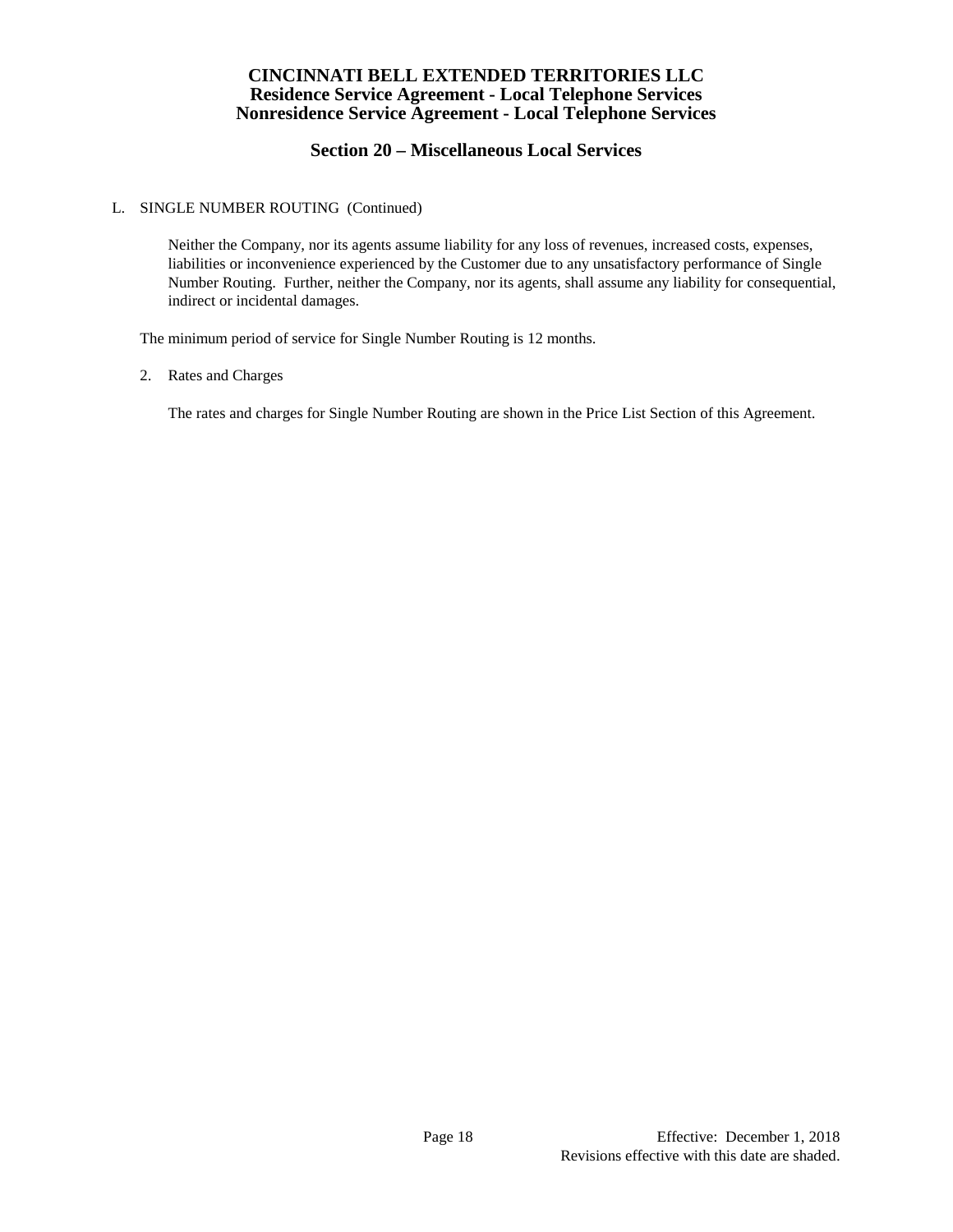L. SINGLE NUMBER ROUTING (Continued)

Neither the Company, nor its agents assume liability for any loss of revenues, increased costs, expenses, liabilities or inconvenience experienced by the Customer due to any unsatisfactory performance of Single Number Routing. Further, neither the Company, nor its agents, shall assume any liability for consequential, indirect or incidental damages.

The minimum period of service for Single Number Routing is 12 months.

2. Rates and Charges

The rates and charges for Single Number Routing are shown in the Price List Section of this Agreement.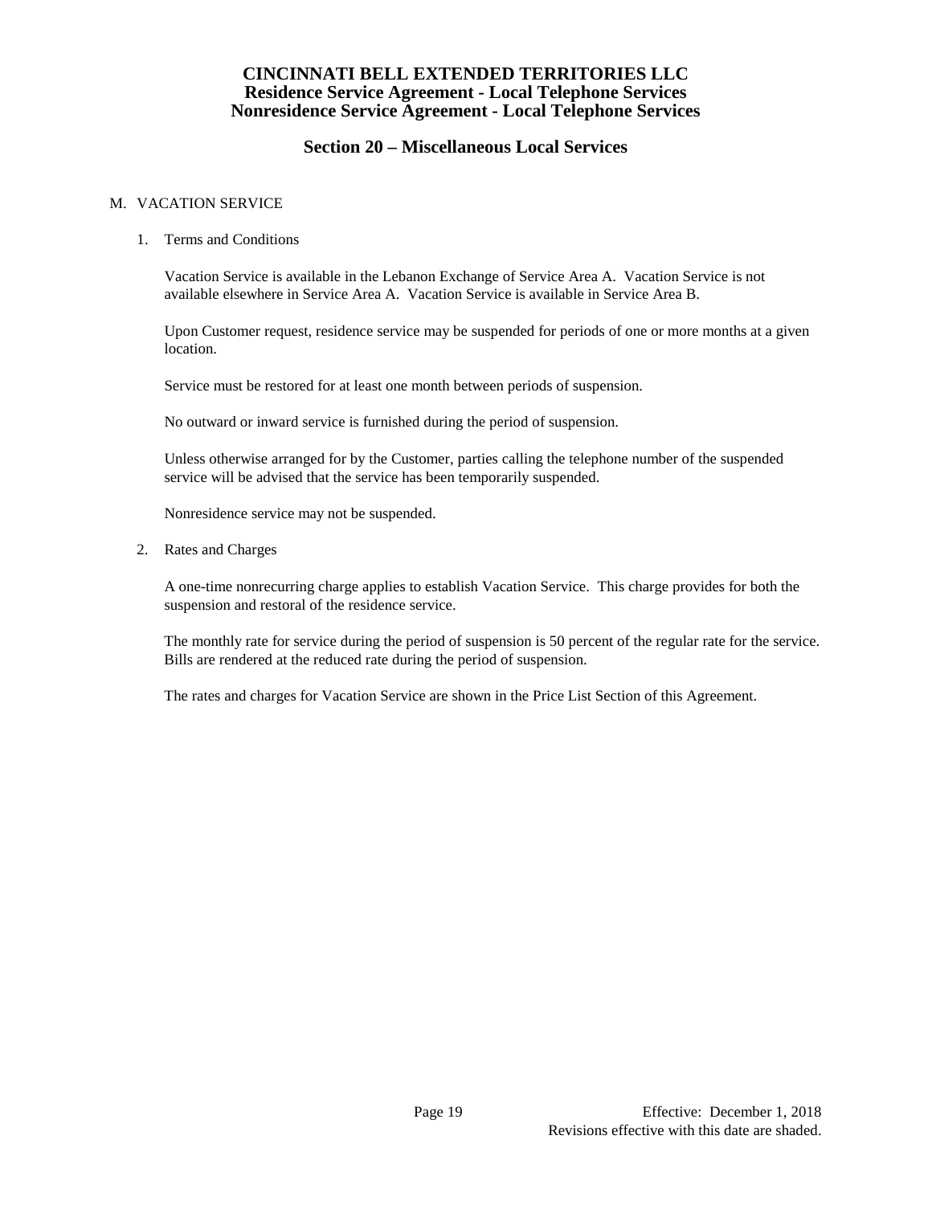# CINCINNATI BELL EXTENDED TERRITORIES LLC
## Residence Service Agreement - Local Telephone Services
## Nonresidence Service Agreement - Local Telephone Services

## Section 20 – Miscellaneous Local Services

M. VACATION SERVICE

1. Terms and Conditions

   Vacation Service is available in the Lebanon Exchange of Service Area A. Vacation Service is not available elsewhere in Service Area A. Vacation Service is available in Service Area B.

   Upon Customer request, residence service may be suspended for periods of one or more months at a given location.

   Service must be restored for at least one month between periods of suspension.

   No outward or inward service is furnished during the period of suspension.

   Unless otherwise arranged for by the Customer, parties calling the telephone number of the suspended service will be advised that the service has been temporarily suspended.

   Nonresidence service may not be suspended.

2. Rates and Charges

   A one-time nonrecurring charge applies to establish Vacation Service. This charge provides for both the suspension and restoral of the residence service.

   The monthly rate for service during the period of suspension is 50 percent of the regular rate for the service. Bills are rendered at the reduced rate during the period of suspension.

   The rates and charges for Vacation Service are shown in the Price List Section of this Agreement.

Effective: December 1, 2018
Revisions effective with this date are shaded.